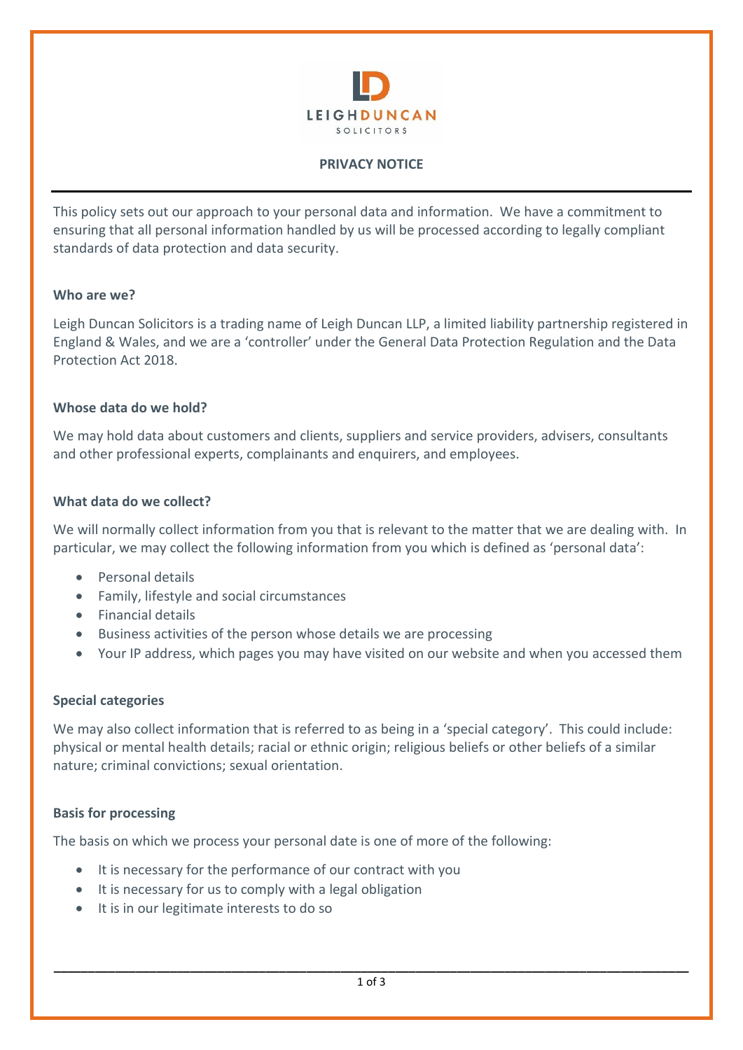LEIGHDUNCAN
SOLICITORS

# PRIVACY NOTICE

This policy sets out our approach to your personal data and information. We have a commitment to ensuring that all personal information handled by us will be processed according to legally compliant standards of data protection and data security.

## Who are we?

Leigh Duncan Solicitors is a trading name of Leigh Duncan LLP, a limited liability partnership registered in England & Wales, and we are a 'controller' under the General Data Protection Regulation and the Data Protection Act 2018.

## Whose data do we hold?

We may hold data about customers and clients, suppliers and service providers, advisers, consultants and other professional experts, complainants and enquirers, and employees.

## What data do we collect?

We will normally collect information from you that is relevant to the matter that we are dealing with. In particular, we may collect the following information from you which is defined as 'personal data':

- Personal details
- Family, lifestyle and social circumstances
- Financial details
- Business activities of the person whose details we are processing
- Your IP address, which pages you may have visited on our website and when you accessed them

## Special categories

We may also collect information that is referred to as being in a 'special category'. This could include: physical or mental health details; racial or ethnic origin; religious beliefs or other beliefs of a similar nature; criminal convictions; sexual orientation.

## Basis for processing

The basis on which we process your personal date is one of more of the following:

- It is necessary for the performance of our contract with you
- It is necessary for us to comply with a legal obligation
- It is in our legitimate interests to do so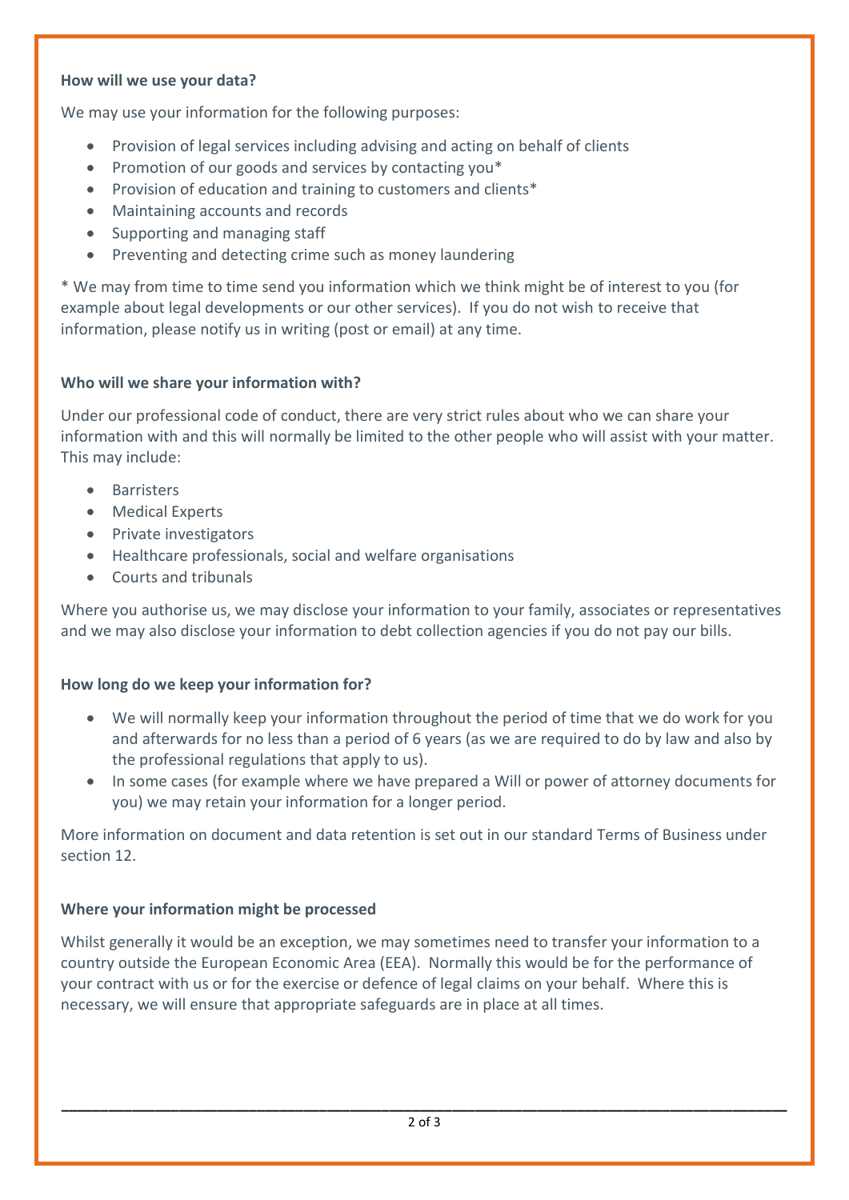**How will we use your data?**

We may use your information for the following purposes:

- Provision of legal services including advising and acting on behalf of clients
- Promotion of our goods and services by contacting you*
- Provision of education and training to customers and clients*
- Maintaining accounts and records
- Supporting and managing staff
- Preventing and detecting crime such as money laundering

* We may from time to time send you information which we think might be of interest to you (for example about legal developments or our other services). If you do not wish to receive that information, please notify us in writing (post or email) at any time.

**Who will we share your information with?**

Under our professional code of conduct, there are very strict rules about who we can share your information with and this will normally be limited to the other people who will assist with your matter. This may include:

- Barristers
- Medical Experts
- Private investigators
- Healthcare professionals, social and welfare organisations
- Courts and tribunals

Where you authorise us, we may disclose your information to your family, associates or representatives and we may also disclose your information to debt collection agencies if you do not pay our bills.

**How long do we keep your information for?**

- We will normally keep your information throughout the period of time that we do work for you and afterwards for no less than a period of 6 years (as we are required to do by law and also by the professional regulations that apply to us).
- In some cases (for example where we have prepared a Will or power of attorney documents for you) we may retain your information for a longer period.

More information on document and data retention is set out in our standard Terms of Business under section 12.

**Where your information might be processed**

Whilst generally it would be an exception, we may sometimes need to transfer your information to a country outside the European Economic Area (EEA). Normally this would be for the performance of your contract with us or for the exercise or defence of legal claims on your behalf. Where this is necessary, we will ensure that appropriate safeguards are in place at all times.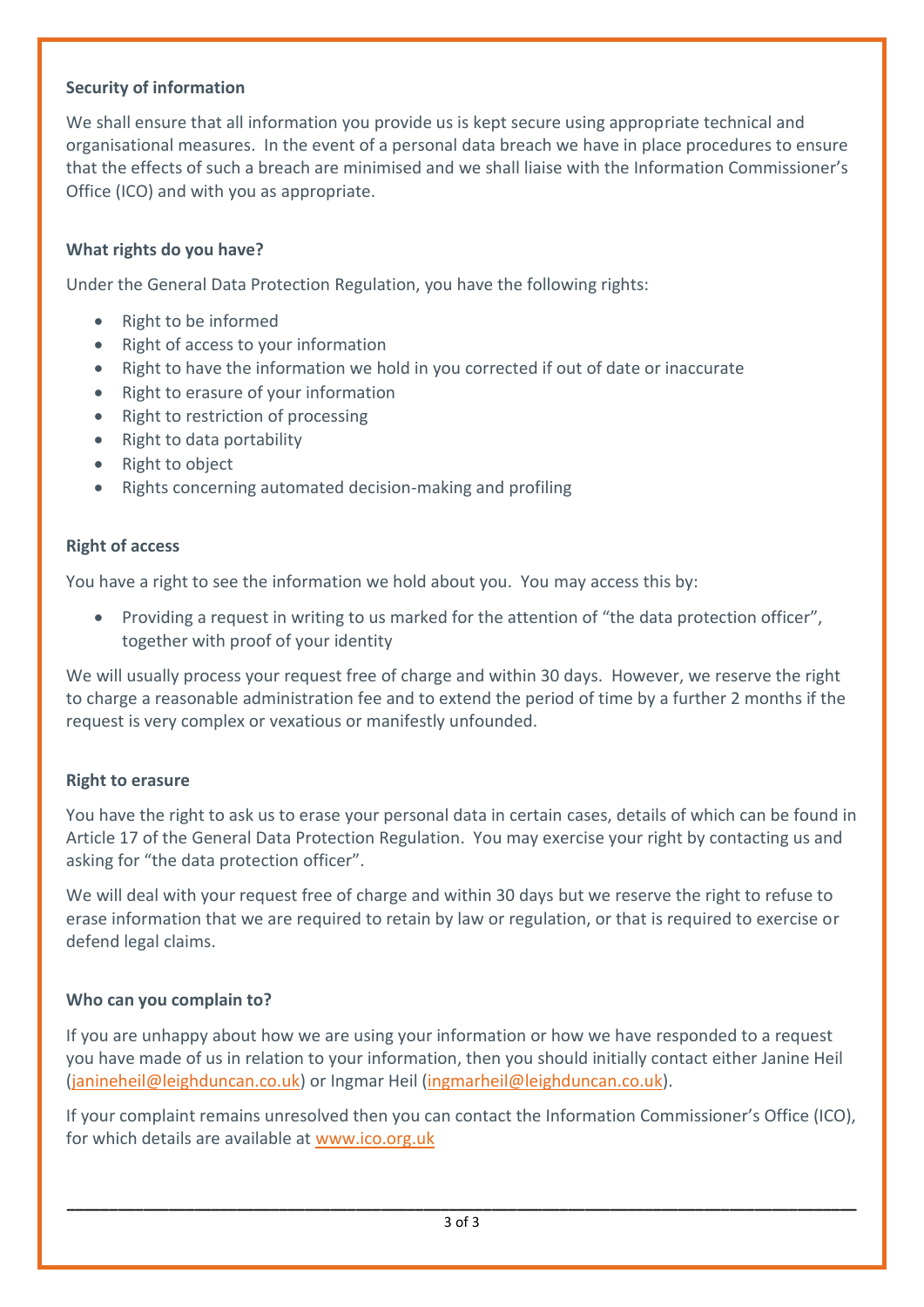**Security of information**

We shall ensure that all information you provide us is kept secure using appropriate technical and organisational measures. In the event of a personal data breach we have in place procedures to ensure that the effects of such a breach are minimised and we shall liaise with the Information Commissioner's Office (ICO) and with you as appropriate.

**What rights do you have?**

Under the General Data Protection Regulation, you have the following rights:

- Right to be informed
- Right of access to your information
- Right to have the information we hold in you corrected if out of date or inaccurate
- Right to erasure of your information
- Right to restriction of processing
- Right to data portability
- Right to object
- Rights concerning automated decision-making and profiling

**Right of access**

You have a right to see the information we hold about you. You may access this by:

- Providing a request in writing to us marked for the attention of "the data protection officer", together with proof of your identity

We will usually process your request free of charge and within 30 days. However, we reserve the right to charge a reasonable administration fee and to extend the period of time by a further 2 months if the request is very complex or vexatious or manifestly unfounded.

**Right to erasure**

You have the right to ask us to erase your personal data in certain cases, details of which can be found in Article 17 of the General Data Protection Regulation. You may exercise your right by contacting us and asking for "the data protection officer".

We will deal with your request free of charge and within 30 days but we reserve the right to refuse to erase information that we are required to retain by law or regulation, or that is required to exercise or defend legal claims.

**Who can you complain to?**

If you are unhappy about how we are using your information or how we have responded to a request you have made of us in relation to your information, then you should initially contact either Janine Heil (janineheil@leighduncan.co.uk) or Ingmar Heil (ingmarheil@leighduncan.co.uk).

If your complaint remains unresolved then you can contact the Information Commissioner's Office (ICO), for which details are available at www.ico.org.uk